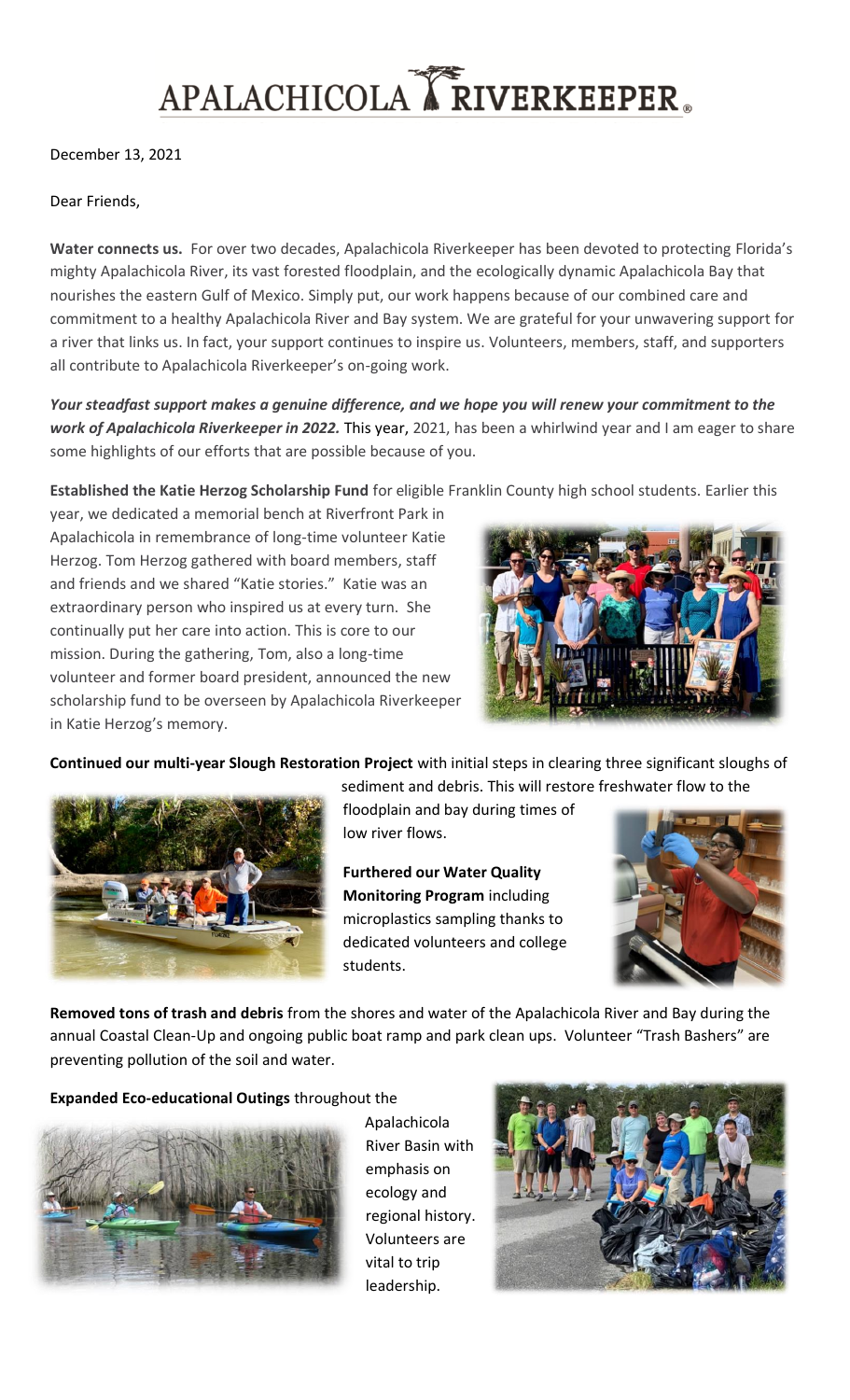# APALACHICOLA RIVERKEEPER®

December 13, 2021

Dear Friends,

**Water connects us.** For over two decades, Apalachicola Riverkeeper has been devoted to protecting Florida's mighty Apalachicola River, its vast forested floodplain, and the ecologically dynamic Apalachicola Bay that nourishes the eastern Gulf of Mexico. Simply put, our work happens because of our combined care and commitment to a healthy Apalachicola River and Bay system. We are grateful for your unwavering support for a river that links us. In fact, your support continues to inspire us. Volunteers, members, staff, and supporters all contribute to Apalachicola Riverkeeper's on-going work.

***Your steadfast support makes a genuine difference, and we hope you will renew your commitment to the work of Apalachicola Riverkeeper in 2022.*** This year, 2021, has been a whirlwind year and I am eager to share some highlights of our efforts that are possible because of you.

**Established the Katie Herzog Scholarship Fund** for eligible Franklin County high school students. Earlier this year, we dedicated a memorial bench at Riverfront Park in Apalachicola in remembrance of long-time volunteer Katie Herzog. Tom Herzog gathered with board members, staff and friends and we shared "Katie stories." Katie was an extraordinary person who inspired us at every turn. She continually put her care into action. This is core to our mission. During the gathering, Tom, also a long-time volunteer and former board president, announced the new scholarship fund to be overseen by Apalachicola Riverkeeper in Katie Herzog's memory.

**Continued our multi-year Slough Restoration Project** with initial steps in clearing three significant sloughs of sediment and debris. This will restore freshwater flow to the floodplain and bay during times of low river flows.

**Furthered our Water Quality Monitoring Program** including microplastics sampling thanks to dedicated volunteers and college students.

**Removed tons of trash and debris** from the shores and water of the Apalachicola River and Bay during the annual Coastal Clean-Up and ongoing public boat ramp and park clean ups. Volunteer "Trash Bashers" are preventing pollution of the soil and water.

**Expanded Eco-educational Outings** throughout the Apalachicola River Basin with emphasis on ecology and regional history. Volunteers are vital to trip leadership.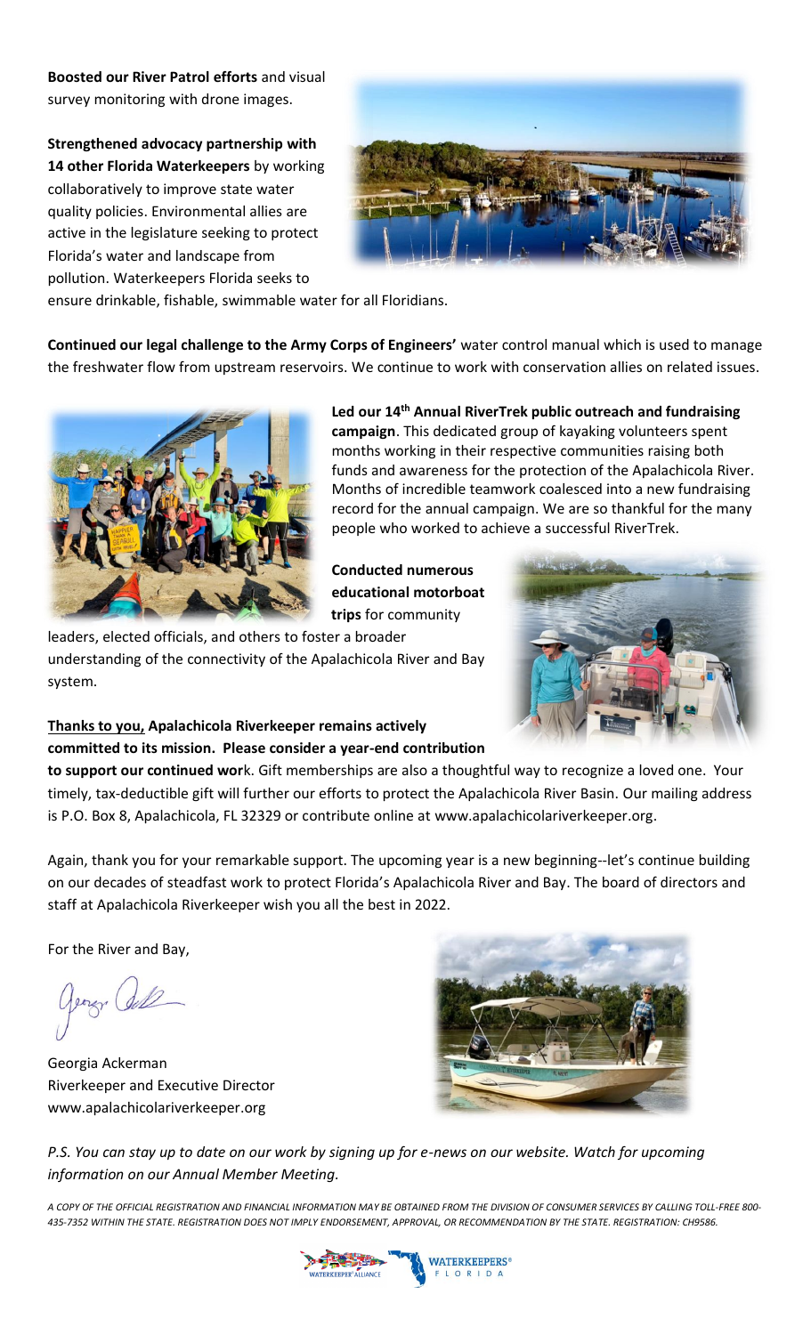**Boosted our River Patrol efforts** and visual survey monitoring with drone images.

**Strengthened advocacy partnership with 14 other Florida Waterkeepers** by working collaboratively to improve state water quality policies. Environmental allies are active in the legislature seeking to protect Florida's water and landscape from pollution. Waterkeepers Florida seeks to ensure drinkable, fishable, swimmable water for all Floridians.

**Continued our legal challenge to the Army Corps of Engineers'** water control manual which is used to manage the freshwater flow from upstream reservoirs. We continue to work with conservation allies on related issues.

**Led our 14th Annual RiverTrek public outreach and fundraising campaign**. This dedicated group of kayaking volunteers spent months working in their respective communities raising both funds and awareness for the protection of the Apalachicola River. Months of incredible teamwork coalesced into a new fundraising record for the annual campaign. We are so thankful for the many people who worked to achieve a successful RiverTrek.

**Conducted numerous educational motorboat trips** for community leaders, elected officials, and others to foster a broader understanding of the connectivity of the Apalachicola River and Bay system.

**Thanks to you, Apalachicola Riverkeeper remains actively committed to its mission. Please consider a year-end contribution to support our continued wor**k. Gift memberships are also a thoughtful way to recognize a loved one. Your timely, tax-deductible gift will further our efforts to protect the Apalachicola River Basin. Our mailing address is P.O. Box 8, Apalachicola, FL 32329 or contribute online at www.apalachicolariverkeeper.org.

Again, thank you for your remarkable support. The upcoming year is a new beginning--let's continue building on our decades of steadfast work to protect Florida's Apalachicola River and Bay. The board of directors and staff at Apalachicola Riverkeeper wish you all the best in 2022.

For the River and Bay,

Georgia Ackerman
Riverkeeper and Executive Director
www.apalachicolariverkeeper.org

*P.S. You can stay up to date on our work by signing up for e-news on our website. Watch for upcoming information on our Annual Member Meeting.*

*A COPY OF THE OFFICIAL REGISTRATION AND FINANCIAL INFORMATION MAY BE OBTAINED FROM THE DIVISION OF CONSUMER SERVICES BY CALLING TOLL-FREE 800-435-7352 WITHIN THE STATE. REGISTRATION DOES NOT IMPLY ENDORSEMENT, APPROVAL, OR RECOMMENDATION BY THE STATE. REGISTRATION: CH9586.*

WATERKEEPER ALLIANCE WATERKEEPERS FLORIDA